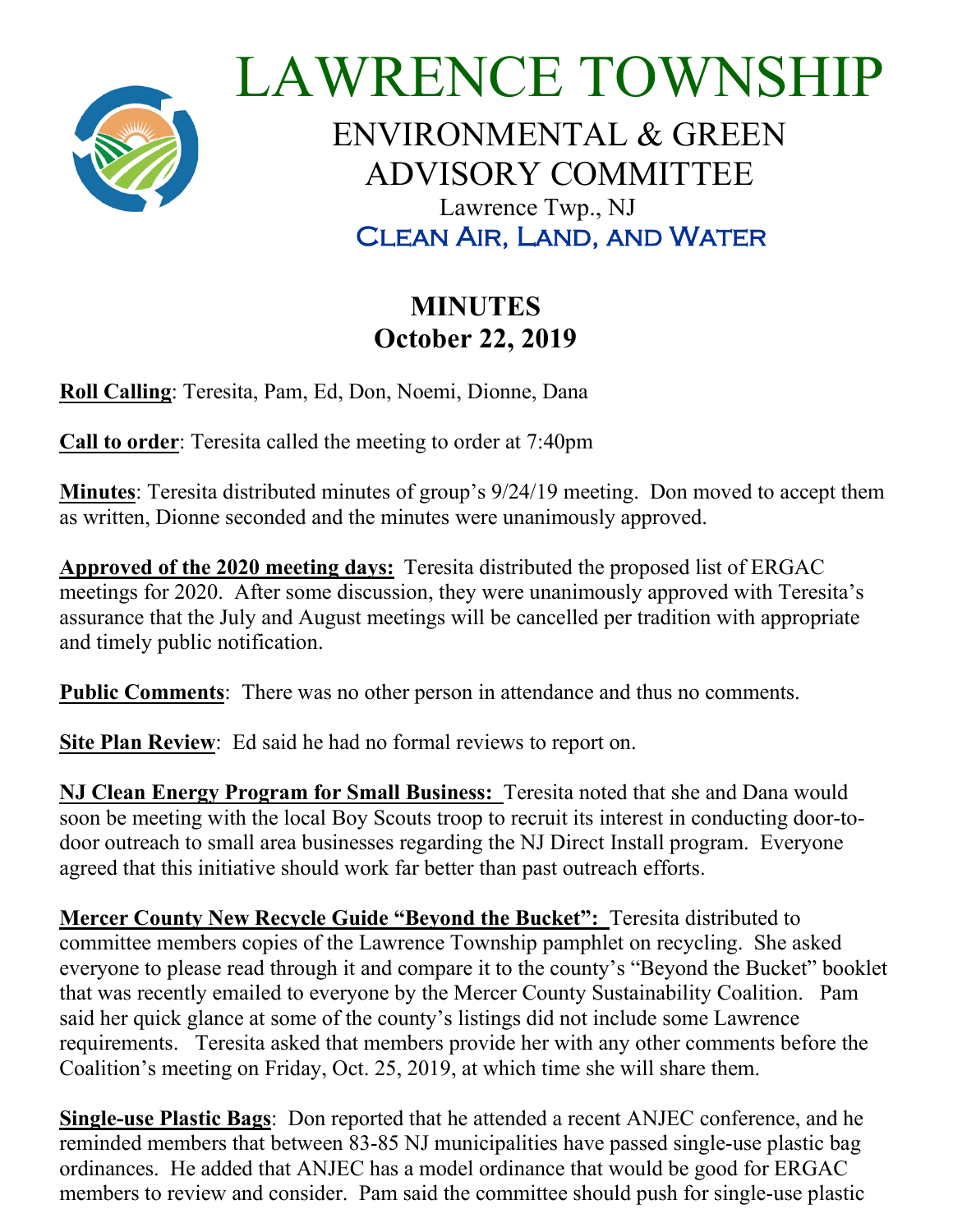# LAWRENCE TOWNSHIP

## ENVIRONMENTAL & GREEN ADVISORY COMMITTEE

Lawrence Twp., NJ

Clean Air, Land, and Water

## MINUTES
## October 22, 2019

**Roll Calling**: Teresita, Pam, Ed, Don, Noemi, Dionne, Dana

**Call to order**: Teresita called the meeting to order at 7:40pm

**Minutes**: Teresita distributed minutes of group's 9/24/19 meeting. Don moved to accept them as written, Dionne seconded and the minutes were unanimously approved.

**Approved of the 2020 meeting days:** Teresita distributed the proposed list of ERGAC meetings for 2020. After some discussion, they were unanimously approved with Teresita's assurance that the July and August meetings will be cancelled per tradition with appropriate and timely public notification.

**Public Comments**: There was no other person in attendance and thus no comments.

**Site Plan Review**: Ed said he had no formal reviews to report on.

**NJ Clean Energy Program for Small Business:** Teresita noted that she and Dana would soon be meeting with the local Boy Scouts troop to recruit its interest in conducting door-to-door outreach to small area businesses regarding the NJ Direct Install program. Everyone agreed that this initiative should work far better than past outreach efforts.

**Mercer County New Recycle Guide "Beyond the Bucket":** Teresita distributed to committee members copies of the Lawrence Township pamphlet on recycling. She asked everyone to please read through it and compare it to the county's "Beyond the Bucket" booklet that was recently emailed to everyone by the Mercer County Sustainability Coalition. Pam said her quick glance at some of the county's listings did not include some Lawrence requirements. Teresita asked that members provide her with any other comments before the Coalition's meeting on Friday, Oct. 25, 2019, at which time she will share them.

**Single-use Plastic Bags**: Don reported that he attended a recent ANJEC conference, and he reminded members that between 83-85 NJ municipalities have passed single-use plastic bag ordinances. He added that ANJEC has a model ordinance that would be good for ERGAC members to review and consider. Pam said the committee should push for single-use plastic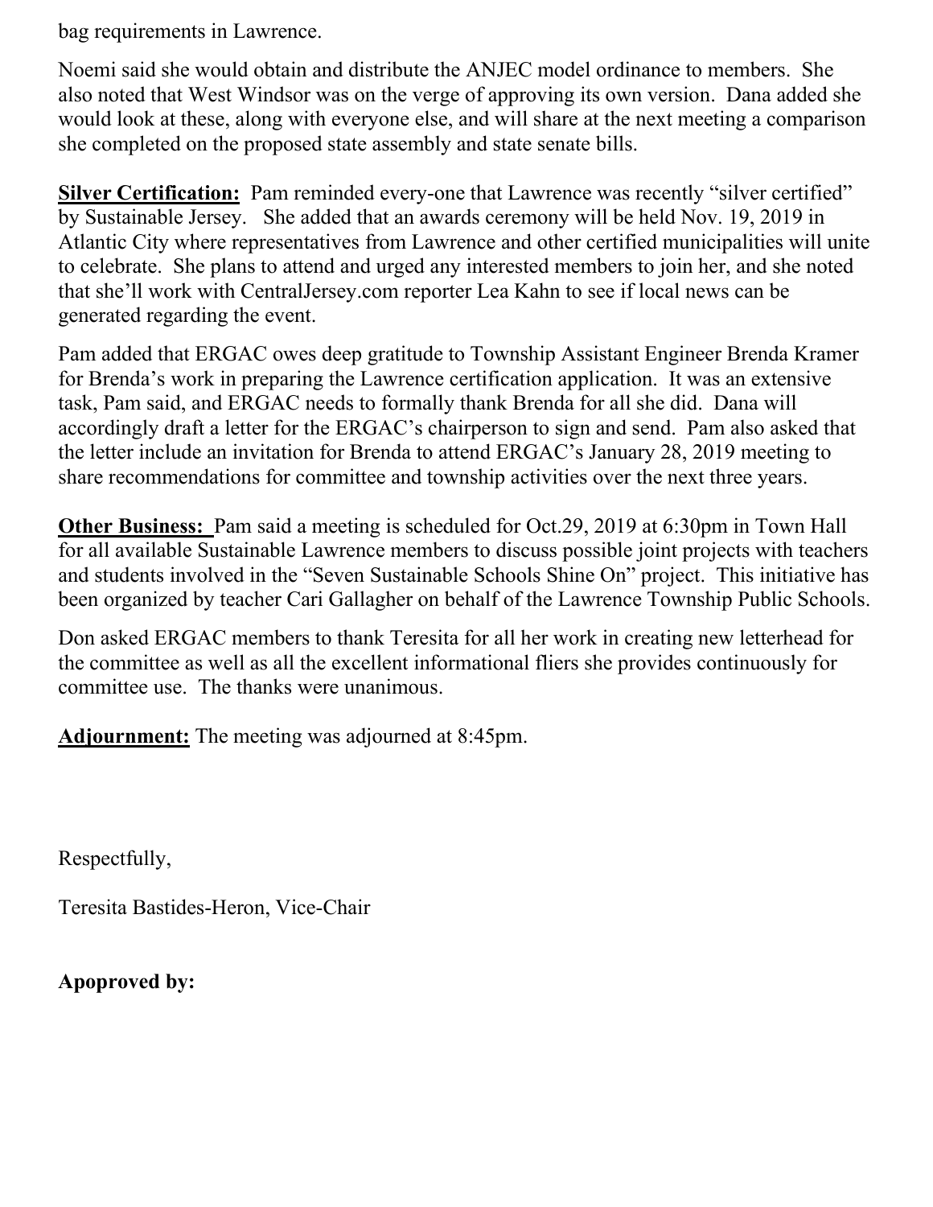bag requirements in Lawrence.

Noemi said she would obtain and distribute the ANJEC model ordinance to members. She also noted that West Windsor was on the verge of approving its own version. Dana added she would look at these, along with everyone else, and will share at the next meeting a comparison she completed on the proposed state assembly and state senate bills.

**Silver Certification:** Pam reminded every-one that Lawrence was recently "silver certified" by Sustainable Jersey. She added that an awards ceremony will be held Nov. 19, 2019 in Atlantic City where representatives from Lawrence and other certified municipalities will unite to celebrate. She plans to attend and urged any interested members to join her, and she noted that she'll work with CentralJersey.com reporter Lea Kahn to see if local news can be generated regarding the event.

Pam added that ERGAC owes deep gratitude to Township Assistant Engineer Brenda Kramer for Brenda's work in preparing the Lawrence certification application. It was an extensive task, Pam said, and ERGAC needs to formally thank Brenda for all she did. Dana will accordingly draft a letter for the ERGAC's chairperson to sign and send. Pam also asked that the letter include an invitation for Brenda to attend ERGAC's January 28, 2019 meeting to share recommendations for committee and township activities over the next three years.

**Other Business:** Pam said a meeting is scheduled for Oct.29, 2019 at 6:30pm in Town Hall for all available Sustainable Lawrence members to discuss possible joint projects with teachers and students involved in the "Seven Sustainable Schools Shine On" project. This initiative has been organized by teacher Cari Gallagher on behalf of the Lawrence Township Public Schools.

Don asked ERGAC members to thank Teresita for all her work in creating new letterhead for the committee as well as all the excellent informational fliers she provides continuously for committee use. The thanks were unanimous.

**Adjournment:** The meeting was adjourned at 8:45pm.

Respectfully,

Teresita Bastides-Heron, Vice-Chair

**Apoproved by:**